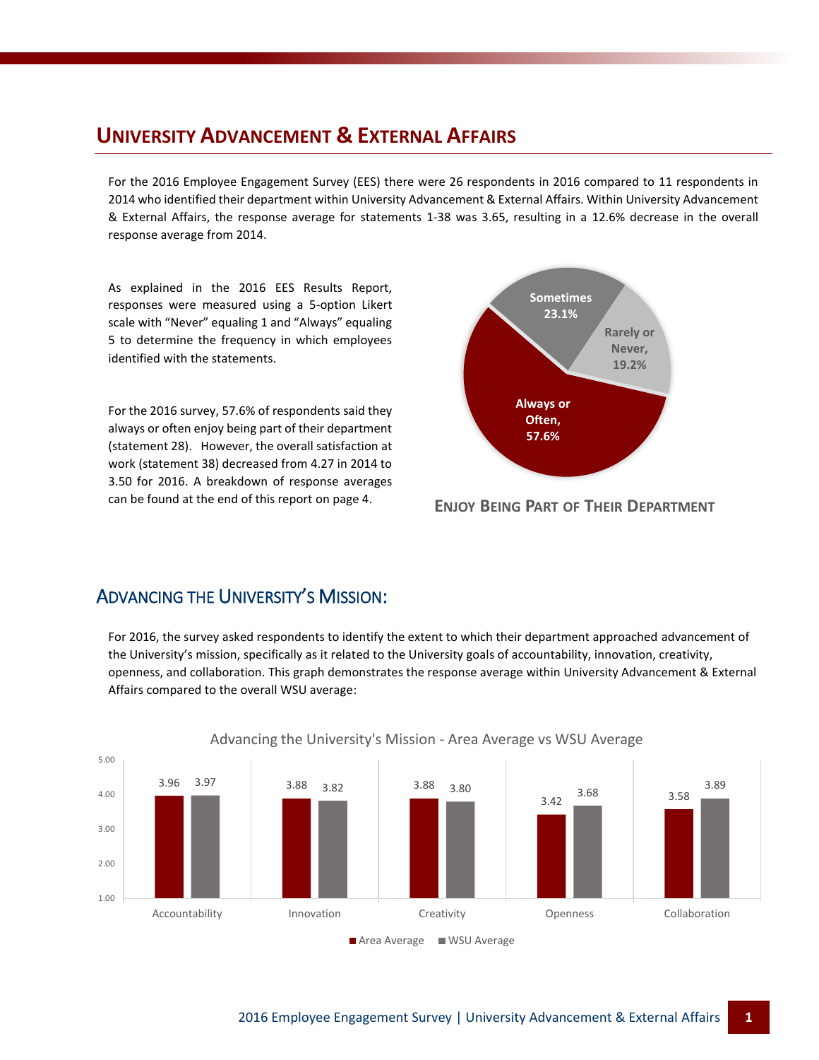# University Advancement & External Affairs

For the 2016 Employee Engagement Survey (EES) there were 26 respondents in 2016 compared to 11 respondents in 2014 who identified their department within University Advancement & External Affairs. Within University Advancement & External Affairs, the response average for statements 1-38 was 3.65, resulting in a 12.6% decrease in the overall response average from 2014.

As explained in the 2016 EES Results Report, responses were measured using a 5-option Likert scale with "Never" equaling 1 and "Always" equaling 5 to determine the frequency in which employees identified with the statements.

For the 2016 survey, 57.6% of respondents said they always or often enjoy being part of their department (statement 28). However, the overall satisfaction at work (statement 38) decreased from 4.27 in 2014 to 3.50 for 2016. A breakdown of response averages can be found at the end of this report on page 4.

**Enjoy Being Part of Their Department**

| Response | Percentage |
| --- | --- |
| Always or Often | 57.6% |
| Sometimes | 23.1% |
| Rarely or Never | 19.2% |

## Advancing the University's Mission:

For 2016, the survey asked respondents to identify the extent to which their department approached advancement of the University's mission, specifically as it related to the University goals of accountability, innovation, creativity, openness, and collaboration. This graph demonstrates the response average within University Advancement & External Affairs compared to the overall WSU average:

**Advancing the University's Mission - Area Average vs WSU Average**

| | Area Average | WSU Average |
| --- | --- | --- |
| Accountability | 3.96 | 3.97 |
| Innovation | 3.88 | 3.82 |
| Creativity | 3.88 | 3.80 |
| Openness | 3.42 | 3.68 |
| Collaboration | 3.58 | 3.89 |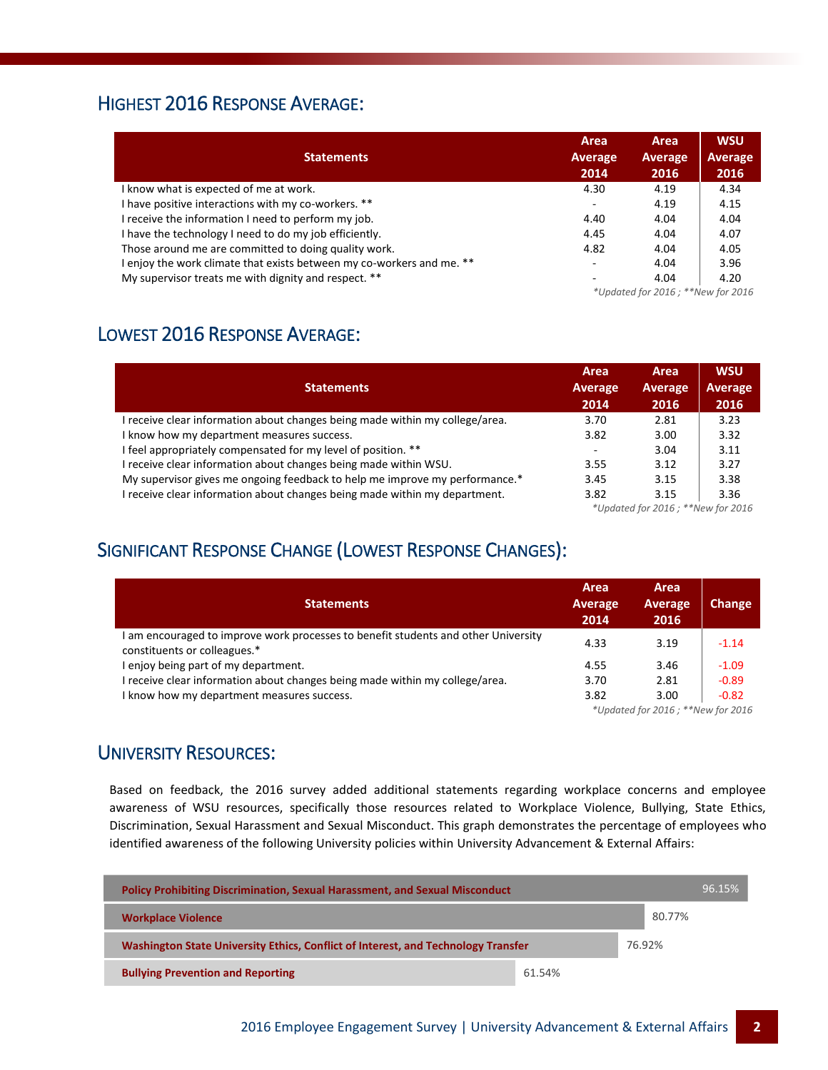## Highest 2016 Response Average:

| Statements | Area Average 2014 | Area Average 2016 | WSU Average 2016 |
|---|---|---|---|
| I know what is expected of me at work. | 4.30 | 4.19 | 4.34 |
| I have positive interactions with my co-workers. ** | - | 4.19 | 4.15 |
| I receive the information I need to perform my job. | 4.40 | 4.04 | 4.04 |
| I have the technology I need to do my job efficiently. | 4.45 | 4.04 | 4.07 |
| Those around me are committed to doing quality work. | 4.82 | 4.04 | 4.05 |
| I enjoy the work climate that exists between my co-workers and me. ** | - | 4.04 | 3.96 |
| My supervisor treats me with dignity and respect. ** | - | 4.04 | 4.20 |

*\*Updated for 2016 ; \*\*New for 2016*

## Lowest 2016 Response Average:

| Statements | Area Average 2014 | Area Average 2016 | WSU Average 2016 |
|---|---|---|---|
| I receive clear information about changes being made within my college/area. | 3.70 | 2.81 | 3.23 |
| I know how my department measures success. | 3.82 | 3.00 | 3.32 |
| I feel appropriately compensated for my level of position. ** | - | 3.04 | 3.11 |
| I receive clear information about changes being made within WSU. | 3.55 | 3.12 | 3.27 |
| My supervisor gives me ongoing feedback to help me improve my performance.* | 3.45 | 3.15 | 3.38 |
| I receive clear information about changes being made within my department. | 3.82 | 3.15 | 3.36 |

*\*Updated for 2016 ; \*\*New for 2016*

## Significant Response Change (Lowest Response Changes):

| Statements | Area Average 2014 | Area Average 2016 | Change |
|---|---|---|---|
| I am encouraged to improve work processes to benefit students and other University constituents or colleagues.* | 4.33 | 3.19 | -1.14 |
| I enjoy being part of my department. | 4.55 | 3.46 | -1.09 |
| I receive clear information about changes being made within my college/area. | 3.70 | 2.81 | -0.89 |
| I know how my department measures success. | 3.82 | 3.00 | -0.82 |

*\*Updated for 2016 ; \*\*New for 2016*

## University Resources:

Based on feedback, the 2016 survey added additional statements regarding workplace concerns and employee awareness of WSU resources, specifically those resources related to Workplace Violence, Bullying, State Ethics, Discrimination, Sexual Harassment and Sexual Misconduct. This graph demonstrates the percentage of employees who identified awareness of the following University policies within University Advancement & External Affairs:

| Policy | Awareness |
|---|---|
| Policy Prohibiting Discrimination, Sexual Harassment, and Sexual Misconduct | 96.15% |
| Workplace Violence | 80.77% |
| Washington State University Ethics, Conflict of Interest, and Technology Transfer | 76.92% |
| Bullying Prevention and Reporting | 61.54% |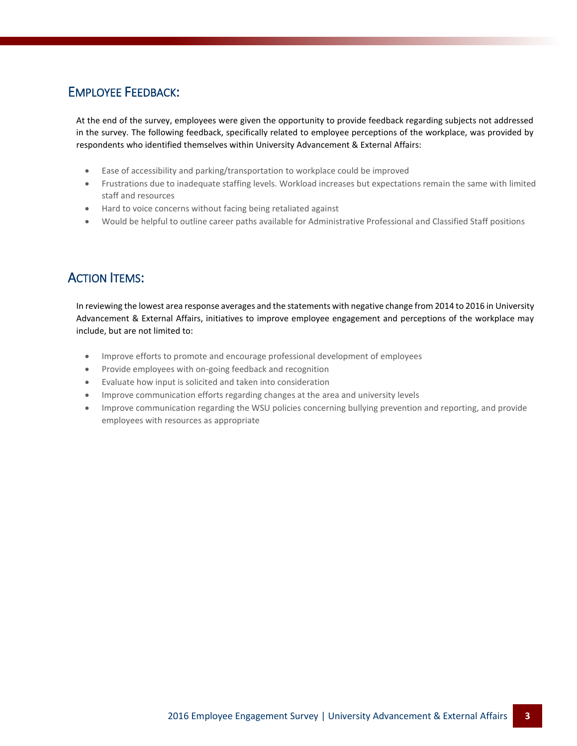## Employee Feedback:

At the end of the survey, employees were given the opportunity to provide feedback regarding subjects not addressed in the survey. The following feedback, specifically related to employee perceptions of the workplace, was provided by respondents who identified themselves within University Advancement & External Affairs:

- Ease of accessibility and parking/transportation to workplace could be improved
- Frustrations due to inadequate staffing levels. Workload increases but expectations remain the same with limited staff and resources
- Hard to voice concerns without facing being retaliated against
- Would be helpful to outline career paths available for Administrative Professional and Classified Staff positions

## Action Items:

In reviewing the lowest area response averages and the statements with negative change from 2014 to 2016 in University Advancement & External Affairs, initiatives to improve employee engagement and perceptions of the workplace may include, but are not limited to:

- Improve efforts to promote and encourage professional development of employees
- Provide employees with on-going feedback and recognition
- Evaluate how input is solicited and taken into consideration
- Improve communication efforts regarding changes at the area and university levels
- Improve communication regarding the WSU policies concerning bullying prevention and reporting, and provide employees with resources as appropriate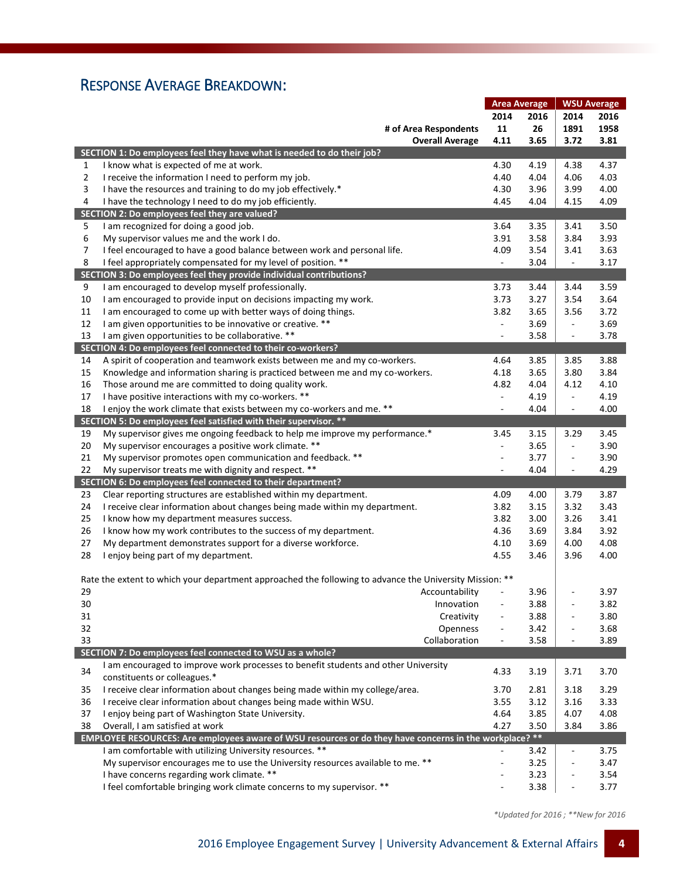## Response Average Breakdown:

| | | Area Average | | WSU Average | |
|---|---|---|---|---|---|
| | | 2014 | 2016 | 2014 | 2016 |
| | **# of Area Respondents** | **11** | **26** | **1891** | **1958** |
| | **Overall Average** | **4.11** | **3.65** | **3.72** | **3.81** |
| **SECTION 1: Do employees feel they have what is needed to do their job?** | | | | | |
| 1 | I know what is expected of me at work. | 4.30 | 4.19 | 4.38 | 4.37 |
| 2 | I receive the information I need to perform my job. | 4.40 | 4.04 | 4.06 | 4.03 |
| 3 | I have the resources and training to do my job effectively.* | 4.30 | 3.96 | 3.99 | 4.00 |
| 4 | I have the technology I need to do my job efficiently. | 4.45 | 4.04 | 4.15 | 4.09 |
| **SECTION 2: Do employees feel they are valued?** | | | | | |
| 5 | I am recognized for doing a good job. | 3.64 | 3.35 | 3.41 | 3.50 |
| 6 | My supervisor values me and the work I do. | 3.91 | 3.58 | 3.84 | 3.93 |
| 7 | I feel encouraged to have a good balance between work and personal life. | 4.09 | 3.54 | 3.41 | 3.63 |
| 8 | I feel appropriately compensated for my level of position. ** | - | 3.04 | - | 3.17 |
| **SECTION 3: Do employees feel they provide individual contributions?** | | | | | |
| 9 | I am encouraged to develop myself professionally. | 3.73 | 3.44 | 3.44 | 3.59 |
| 10 | I am encouraged to provide input on decisions impacting my work. | 3.73 | 3.27 | 3.54 | 3.64 |
| 11 | I am encouraged to come up with better ways of doing things. | 3.82 | 3.65 | 3.56 | 3.72 |
| 12 | I am given opportunities to be innovative or creative. ** | - | 3.69 | - | 3.69 |
| 13 | I am given opportunities to be collaborative. ** | - | 3.58 | - | 3.78 |
| **SECTION 4: Do employees feel connected to their co-workers?** | | | | | |
| 14 | A spirit of cooperation and teamwork exists between me and my co-workers. | 4.64 | 3.85 | 3.85 | 3.88 |
| 15 | Knowledge and information sharing is practiced between me and my co-workers. | 4.18 | 3.65 | 3.80 | 3.84 |
| 16 | Those around me are committed to doing quality work. | 4.82 | 4.04 | 4.12 | 4.10 |
| 17 | I have positive interactions with my co-workers. ** | - | 4.19 | - | 4.19 |
| 18 | I enjoy the work climate that exists between my co-workers and me. ** | - | 4.04 | - | 4.00 |
| **SECTION 5: Do employees feel satisfied with their supervisor. ** ** | | | | | |
| 19 | My supervisor gives me ongoing feedback to help me improve my performance.* | 3.45 | 3.15 | 3.29 | 3.45 |
| 20 | My supervisor encourages a positive work climate. ** | - | 3.65 | - | 3.90 |
| 21 | My supervisor promotes open communication and feedback. ** | - | 3.77 | - | 3.90 |
| 22 | My supervisor treats me with dignity and respect. ** | - | 4.04 | - | 4.29 |
| **SECTION 6: Do employees feel connected to their department?** | | | | | |
| 23 | Clear reporting structures are established within my department. | 4.09 | 4.00 | 3.79 | 3.87 |
| 24 | I receive clear information about changes being made within my department. | 3.82 | 3.15 | 3.32 | 3.43 |
| 25 | I know how my department measures success. | 3.82 | 3.00 | 3.26 | 3.41 |
| 26 | I know how my work contributes to the success of my department. | 4.36 | 3.69 | 3.84 | 3.92 |
| 27 | My department demonstrates support for a diverse workforce. | 4.10 | 3.69 | 4.00 | 4.08 |
| 28 | I enjoy being part of my department. | 4.55 | 3.46 | 3.96 | 4.00 |
| | Rate the extent to which your department approached the following to advance the University Mission: ** | | | | |
| 29 | Accountability | - | 3.96 | - | 3.97 |
| 30 | Innovation | - | 3.88 | - | 3.82 |
| 31 | Creativity | - | 3.88 | - | 3.80 |
| 32 | Openness | - | 3.42 | - | 3.68 |
| 33 | Collaboration | - | 3.58 | - | 3.89 |
| **SECTION 7: Do employees feel connected to WSU as a whole?** | | | | | |
| 34 | I am encouraged to improve work processes to benefit students and other University constituents or colleagues.* | 4.33 | 3.19 | 3.71 | 3.70 |
| 35 | I receive clear information about changes being made within my college/area. | 3.70 | 2.81 | 3.18 | 3.29 |
| 36 | I receive clear information about changes being made within WSU. | 3.55 | 3.12 | 3.16 | 3.33 |
| 37 | I enjoy being part of Washington State University. | 4.64 | 3.85 | 4.07 | 4.08 |
| 38 | Overall, I am satisfied at work | 4.27 | 3.50 | 3.84 | 3.86 |
| **EMPLOYEE RESOURCES: Are employees aware of WSU resources or do they have concerns in the workplace? ** ** | | | | | |
| | I am comfortable with utilizing University resources. ** | - | 3.42 | - | 3.75 |
| | My supervisor encourages me to use the University resources available to me. ** | - | 3.25 | - | 3.47 |
| | I have concerns regarding work climate. ** | - | 3.23 | - | 3.54 |
| | I feel comfortable bringing work climate concerns to my supervisor. ** | - | 3.38 | - | 3.77 |

*\*Updated for 2016 ; \*\*New for 2016*